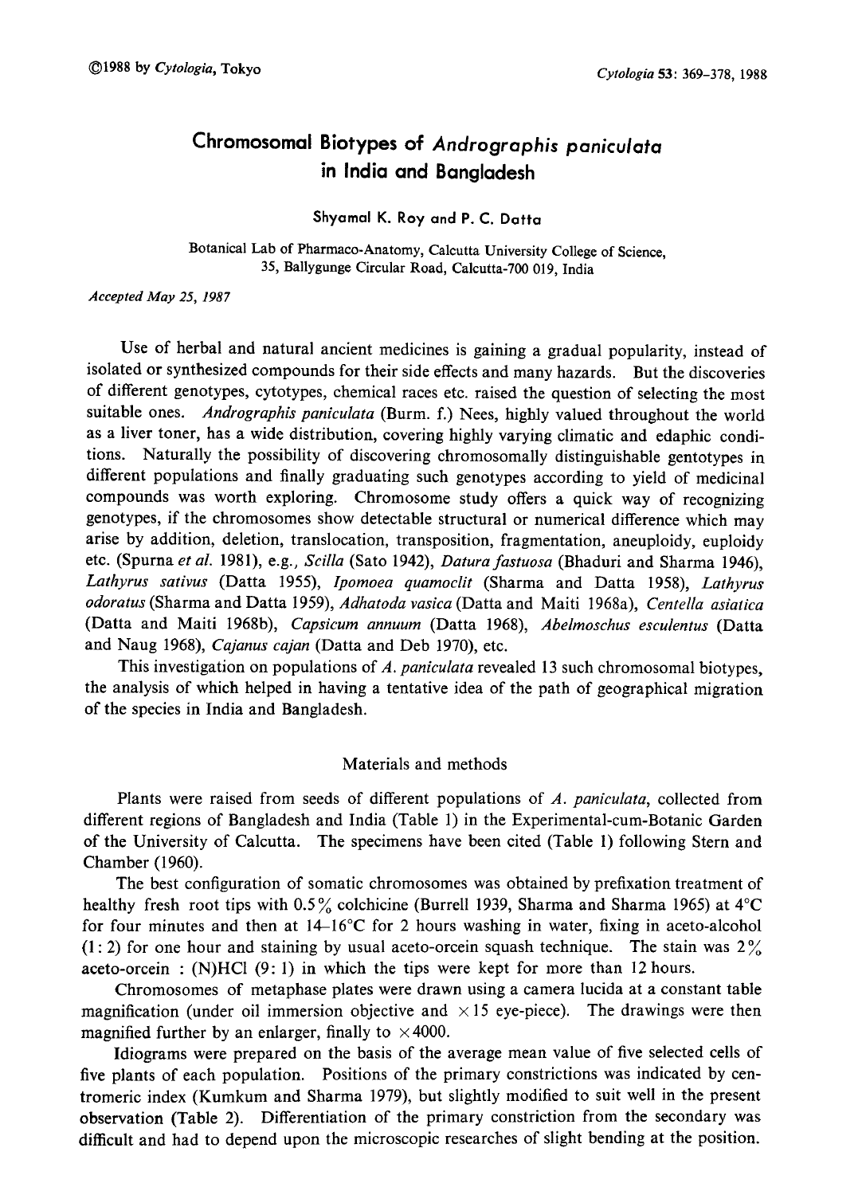# Chromosomal Biotypes of *Andrographis paniculata* in India and Bangladesh

Shyamal K. Roy and P. C. Datta

Botanical Lab of Pharmaco-Anatomy, Calcutta University College of Science, 35, Ballygunge Circular Road, Calcutta-700 019, India

*Accepted May 25, 1987*

Use of herbal and natural ancient medicines is gaining a gradual popularity, instead of isolated or synthesized compounds for their side effects and many hazards. But the discoveries of different genotypes, cytotypes, chemical races etc. raised the question of selecting the most suitable ones. *Andrographis paniculata* (Burm. f.) Nees, highly valued throughout the world as a liver toner, has a wide distribution, covering highly varying climatic and edaphic conditions. Naturally the possibility of discovering chromosomally distinguishable gentotypes in different populations and finally graduating such genotypes according to yield of medicinal compounds was worth exploring. Chromosome study offers a quick way of recognizing genotypes, if the chromosomes show detectable structural or numerical difference which may arise by addition, deletion, translocation, transposition, fragmentation, aneuploidy, euploidy etc. (Spurna *et al.* 1981), e.g., *Scilla* (Sato 1942), *Datura fastuosa* (Bhaduri and Sharma 1946), *Lathyrus sativus* (Datta 1955), *Ipomoea quamoclit* (Sharma and Datta 1958), *Lathyrus odoratus* (Sharma and Datta 1959), *Adhatoda vasica* (Datta and Maiti 1968a), *Centella asiatica* (Datta and Maiti 1968b), *Capsicum annuum* (Datta 1968), *Abelmoschus esculentus* (Datta and Naug 1968), *Cajanus cajan* (Datta and Deb 1970), etc.

This investigation on populations of *A. paniculata* revealed 13 such chromosomal biotypes, the analysis of which helped in having a tentative idea of the path of geographical migration of the species in India and Bangladesh.

## Materials and methods

Plants were raised from seeds of different populations of *A. paniculata*, collected from different regions of Bangladesh and India (Table 1) in the Experimental-cum-Botanic Garden of the University of Calcutta. The specimens have been cited (Table 1) following Stern and Chamber (1960).

The best configuration of somatic chromosomes was obtained by prefixation treatment of healthy fresh root tips with 0.5% colchicine (Burrell 1939, Sharma and Sharma 1965) at 4°C for four minutes and then at 14–16°C for 2 hours washing in water, fixing in aceto-alcohol (1:2) for one hour and staining by usual aceto-orcein squash technique. The stain was 2% aceto-orcein : (N)HCl (9:1) in which the tips were kept for more than 12 hours.

Chromosomes of metaphase plates were drawn using a camera lucida at a constant table magnification (under oil immersion objective and ×15 eye-piece). The drawings were then magnified further by an enlarger, finally to ×4000.

Idiograms were prepared on the basis of the average mean value of five selected cells of five plants of each population. Positions of the primary constrictions was indicated by centromeric index (Kumkum and Sharma 1979), but slightly modified to suit well in the present observation (Table 2). Differentiation of the primary constriction from the secondary was difficult and had to depend upon the microscopic researches of slight bending at the position.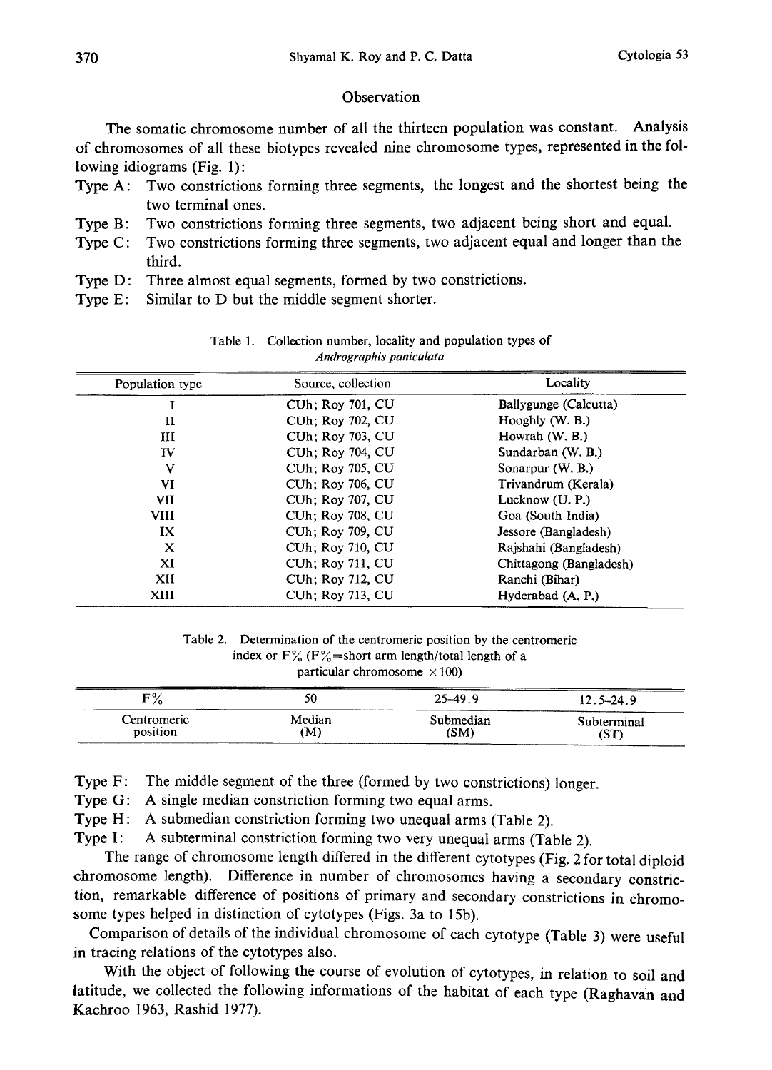## Observation

The somatic chromosome number of all the thirteen population was constant. Analysis of chromosomes of all these biotypes revealed nine chromosome types, represented in the following idiograms (Fig. 1):

- Type A: Two constrictions forming three segments, the longest and the shortest being the two terminal ones.
- Type B: Two constrictions forming three segments, two adjacent being short and equal.
- Type C: Two constrictions forming three segments, two adjacent equal and longer than the third.
- Type D: Three almost equal segments, formed by two constrictions.
- Type E: Similar to D but the middle segment shorter.

Table 1. Collection number, locality and population types of *Andrographis paniculata*

| Population type | Source, collection | Locality |
|---|---|---|
| I | CUh; Roy 701, CU | Ballygunge (Calcutta) |
| II | CUh; Roy 702, CU | Hooghly (W. B.) |
| III | CUh; Roy 703, CU | Howrah (W. B.) |
| IV | CUh; Roy 704, CU | Sundarban (W. B.) |
| V | CUh; Roy 705, CU | Sonarpur (W. B.) |
| VI | CUh; Roy 706, CU | Trivandrum (Kerala) |
| VII | CUh; Roy 707, CU | Lucknow (U. P.) |
| VIII | CUh; Roy 708, CU | Goa (South India) |
| IX | CUh; Roy 709, CU | Jessore (Bangladesh) |
| X | CUh; Roy 710, CU | Rajshahi (Bangladesh) |
| XI | CUh; Roy 711, CU | Chittagong (Bangladesh) |
| XII | CUh; Roy 712, CU | Ranchi (Bihar) |
| XIII | CUh; Roy 713, CU | Hyderabad (A. P.) |

Table 2. Determination of the centromeric position by the centromeric index or F% (F%=short arm length/total length of a particular chromosome ×100)

| F% | 50 | 25–49.9 | 12.5–24.9 |
|---|---|---|---|
| Centromeric position | Median (M) | Submedian (SM) | Subterminal (ST) |

- Type F: The middle segment of the three (formed by two constrictions) longer.
- Type G: A single median constriction forming two equal arms.
- Type H: A submedian constriction forming two unequal arms (Table 2).
- Type I: A subterminal constriction forming two very unequal arms (Table 2).

The range of chromosome length differed in the different cytotypes (Fig. 2 for total diploid chromosome length). Difference in number of chromosomes having a secondary constriction, remarkable difference of positions of primary and secondary constrictions in chromosome types helped in distinction of cytotypes (Figs. 3a to 15b).

Comparison of details of the individual chromosome of each cytotype (Table 3) were useful in tracing relations of the cytotypes also.

With the object of following the course of evolution of cytotypes, in relation to soil and latitude, we collected the following informations of the habitat of each type (Raghavan and Kachroo 1963, Rashid 1977).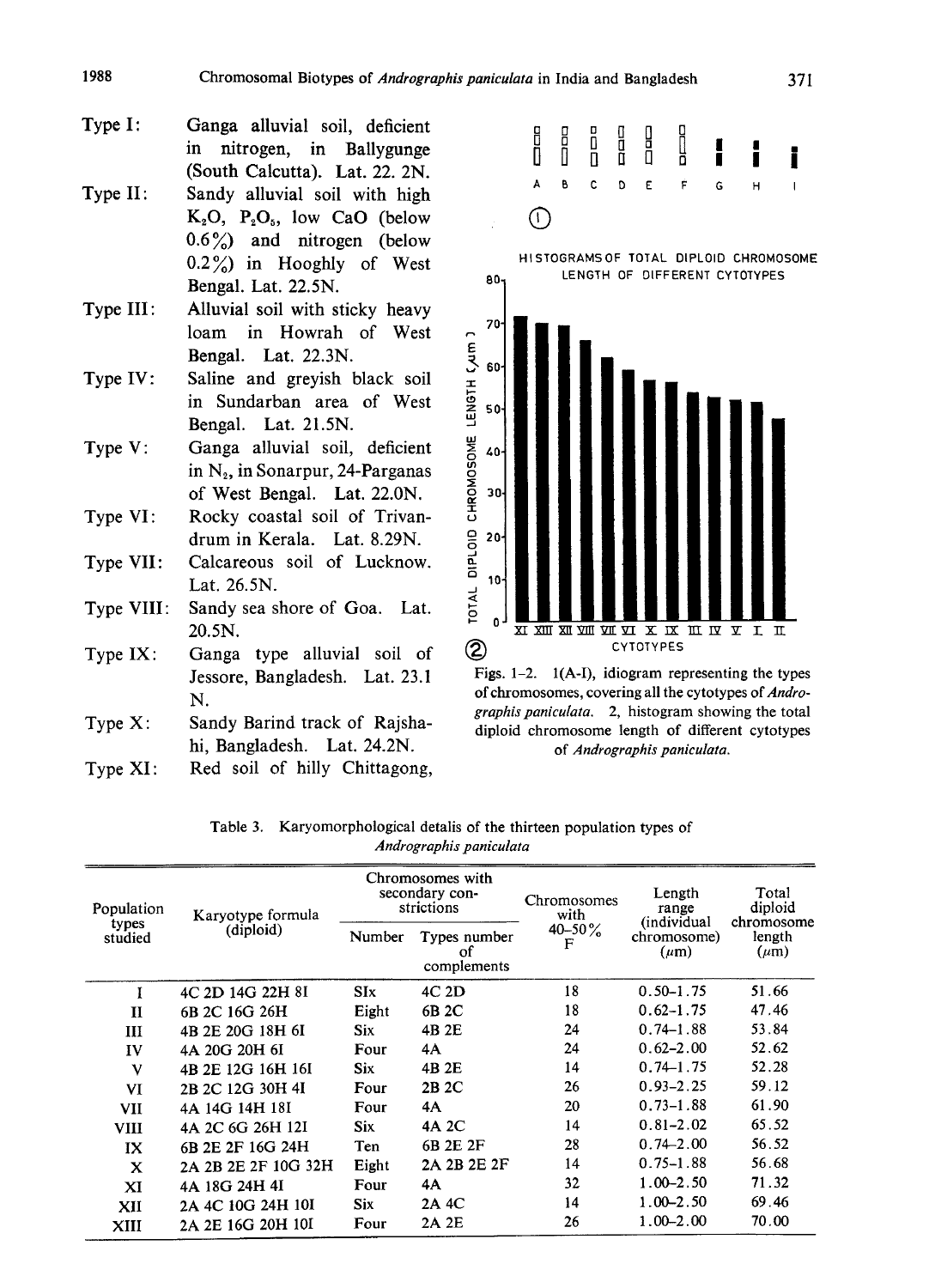Type I: Ganga alluvial soil, deficient in nitrogen, in Ballygunge (South Calcutta). Lat. 22. 2N.

Type II: Sandy alluvial soil with high $K_2O$, $P_2O_5$, low CaO (below 0.6%) and nitrogen (below 0.2%) in Hooghly of West Bengal. Lat. 22.5N.

Type III: Alluvial soil with sticky heavy loam in Howrah of West Bengal. Lat. 22.3N.

Type IV: Saline and greyish black soil in Sundarban area of West Bengal. Lat. 21.5N.

Type V: Ganga alluvial soil, deficient in $N_2$, in Sonarpur, 24-Parganas of West Bengal. Lat. 22.0N.

Type VI: Rocky coastal soil of Trivandrum in Kerala. Lat. 8.29N.

Type VII: Calcareous soil of Lucknow. Lat. 26.5N.

Type VIII: Sandy sea shore of Goa. Lat. 20.5N.

Type IX: Ganga type alluvial soil of Jessore, Bangladesh. Lat. 23.1 N.

Type X: Sandy Barind track of Rajshahi, Bangladesh. Lat. 24.2N.

Type XI: Red soil of hilly Chittagong,

Figs. 1–2. 1(A-I), idiogram representing the types of chromosomes, covering all the cytotypes of *Andrographis paniculata*. 2, histogram showing the total diploid chromosome length of different cytotypes of *Andrographis paniculata*.

Table 3. Karyomorphological detalis of the thirteen population types of *Andrographis paniculata*

| Population types studied | Karyotype formula (diploid) | Chromosomes with secondary constrictions | | Chromosomes with 40–50% F | Length range (individual chromosome) (μm) | Total diploid chromosome length (μm) |
|---|---|---|---|---|---|---|
| | | Number | Types number of complements | | | |
| I | 4C 2D 14G 22H 8I | SIx | 4C 2D | 18 | 0.50–1.75 | 51.66 |
| II | 6B 2C 16G 26H | Eight | 6B 2C | 18 | 0.62–1.75 | 47.46 |
| III | 4B 2E 20G 18H 6I | Six | 4B 2E | 24 | 0.74–1.88 | 53.84 |
| IV | 4A 20G 20H 6I | Four | 4A | 24 | 0.62–2.00 | 52.62 |
| V | 4B 2E 12G 16H 16I | Six | 4B 2E | 14 | 0.74–1.75 | 52.28 |
| VI | 2B 2C 12G 30H 4I | Four | 2B 2C | 26 | 0.93–2.25 | 59.12 |
| VII | 4A 14G 14H 18I | Four | 4A | 20 | 0.73–1.88 | 61.90 |
| VIII | 4A 2C 6G 26H 12I | Six | 4A 2C | 14 | 0.81–2.02 | 65.52 |
| IX | 6B 2E 2F 16G 24H | Ten | 6B 2E 2F | 28 | 0.74–2.00 | 56.52 |
| X | 2A 2B 2E 2F 10G 32H | Eight | 2A 2B 2E 2F | 14 | 0.75–1.88 | 56.68 |
| XI | 4A 18G 24H 4I | Four | 4A | 32 | 1.00–2.50 | 71.32 |
| XII | 2A 4C 10G 24H 10I | Six | 2A 4C | 14 | 1.00–2.50 | 69.46 |
| XIII | 2A 2E 16G 20H 10I | Four | 2A 2E | 26 | 1.00–2.00 | 70.00 |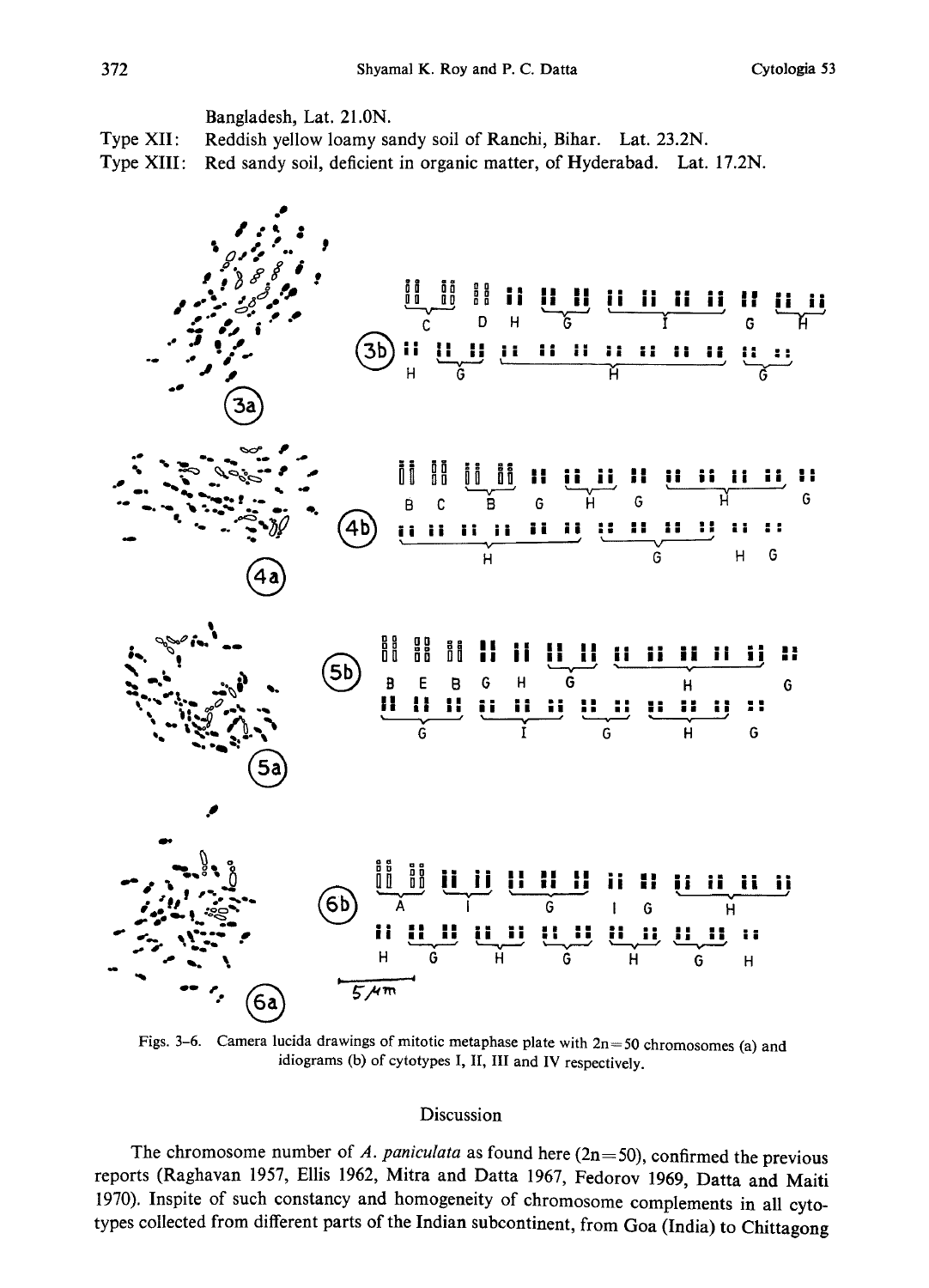Bangladesh, Lat. 21.0N.

Type XII: Reddish yellow loamy sandy soil of Ranchi, Bihar. Lat. 23.2N.

Type XIII: Red sandy soil, deficient in organic matter, of Hyderabad. Lat. 17.2N.

Figs. 3–6. Camera lucida drawings of mitotic metaphase plate with 2n=50 chromosomes (a) and idiograms (b) of cytotypes I, II, III and IV respectively.

## Discussion

The chromosome number of *A. paniculata* as found here (2n=50), confirmed the previous reports (Raghavan 1957, Ellis 1962, Mitra and Datta 1967, Fedorov 1969, Datta and Maiti 1970). Inspite of such constancy and homogeneity of chromosome complements in all cytotypes collected from different parts of the Indian subcontinent, from Goa (India) to Chittagong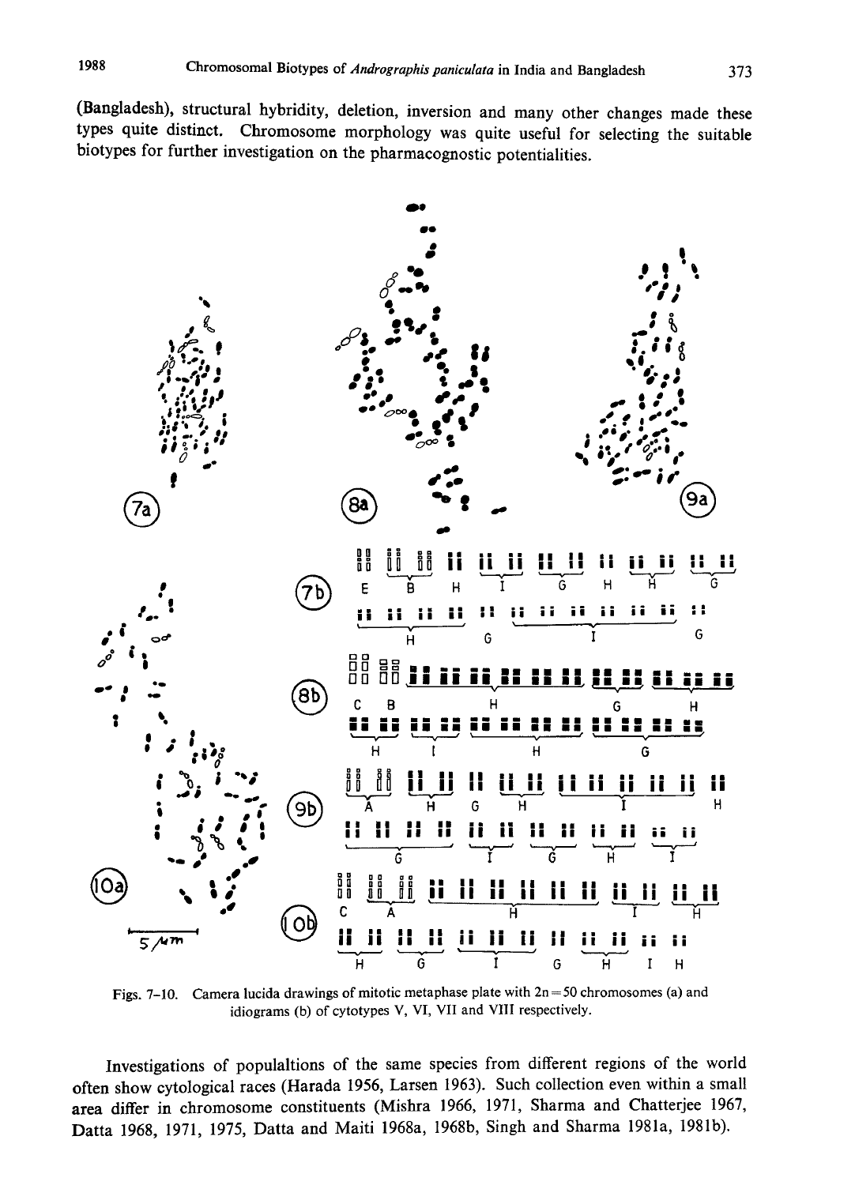(Bangladesh), structural hybridity, deletion, inversion and many other changes made these types quite distinct. Chromosome morphology was quite useful for selecting the suitable biotypes for further investigation on the pharmacognostic potentialities.

Figs. 7–10. Camera lucida drawings of mitotic metaphase plate with 2n = 50 chromosomes (a) and idiograms (b) of cytotypes V, VI, VII and VIII respectively.

Investigations of populaltions of the same species from different regions of the world often show cytological races (Harada 1956, Larsen 1963). Such collection even within a small area differ in chromosome constituents (Mishra 1966, 1971, Sharma and Chatterjee 1967, Datta 1968, 1971, 1975, Datta and Maiti 1968a, 1968b, Singh and Sharma 1981a, 1981b).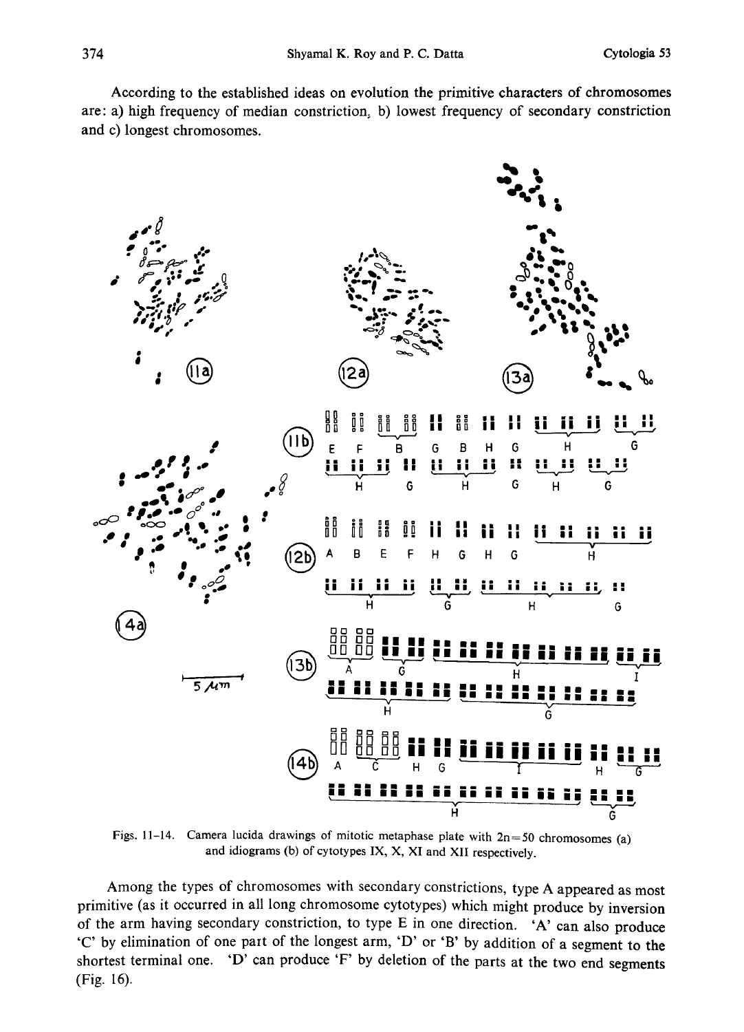According to the established ideas on evolution the primitive characters of chromosomes are: a) high frequency of median constriction, b) lowest frequency of secondary constriction and c) longest chromosomes.

Figs. 11–14. Camera lucida drawings of mitotic metaphase plate with 2n=50 chromosomes (a) and idiograms (b) of cytotypes IX, X, XI and XII respectively.

Among the types of chromosomes with secondary constrictions, type A appeared as most primitive (as it occurred in all long chromosome cytotypes) which might produce by inversion of the arm having secondary constriction, to type E in one direction. 'A' can also produce 'C' by elimination of one part of the longest arm, 'D' or 'B' by addition of a segment to the shortest terminal one. 'D' can produce 'F' by deletion of the parts at the two end segments (Fig. 16).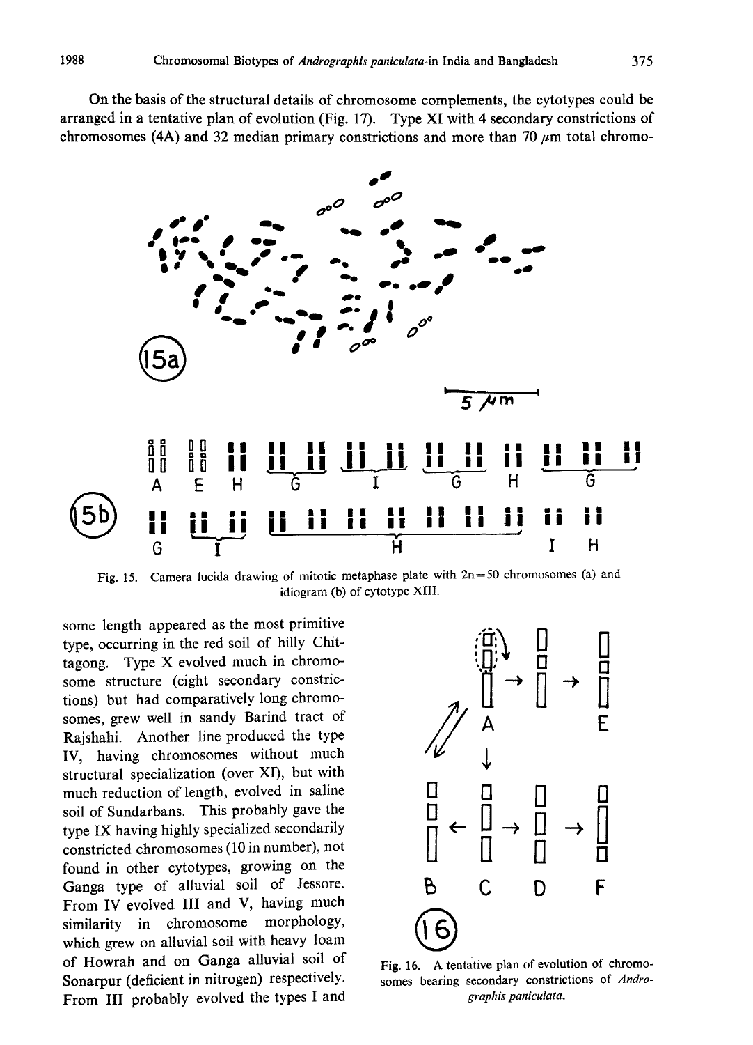On the basis of the structural details of chromosome complements, the cytotypes could be arranged in a tentative plan of evolution (Fig. 17). Type XI with 4 secondary constrictions of chromosomes (4A) and 32 median primary constrictions and more than 70 $\mu$m total chromosome length appeared as the most primitive type, occurring in the red soil of hilly Chittagong. Type X evolved much in chromosome structure (eight secondary constrictions) but had comparatively long chromosomes, grew well in sandy Barind tract of Rajshahi. Another line produced the type IV, having chromosomes without much structural specialization (over XI), but with much reduction of length, evolved in saline soil of Sundarbans. This probably gave the type IX having highly specialized secondarily constricted chromosomes (10 in number), not found in other cytotypes, growing on the Ganga type of alluvial soil of Jessore. From IV evolved III and V, having much similarity in chromosome morphology, which grew on alluvial soil with heavy loam of Howrah and on Ganga alluvial soil of Sonarpur (deficient in nitrogen) respectively. From III probably evolved the types I and

Fig. 15. Camera lucida drawing of mitotic metaphase plate with 2n=50 chromosomes (a) and idiogram (b) of cytotype XIII.

Fig. 16. A tentative plan of evolution of chromosomes bearing secondary constrictions of *Andrographis paniculata*.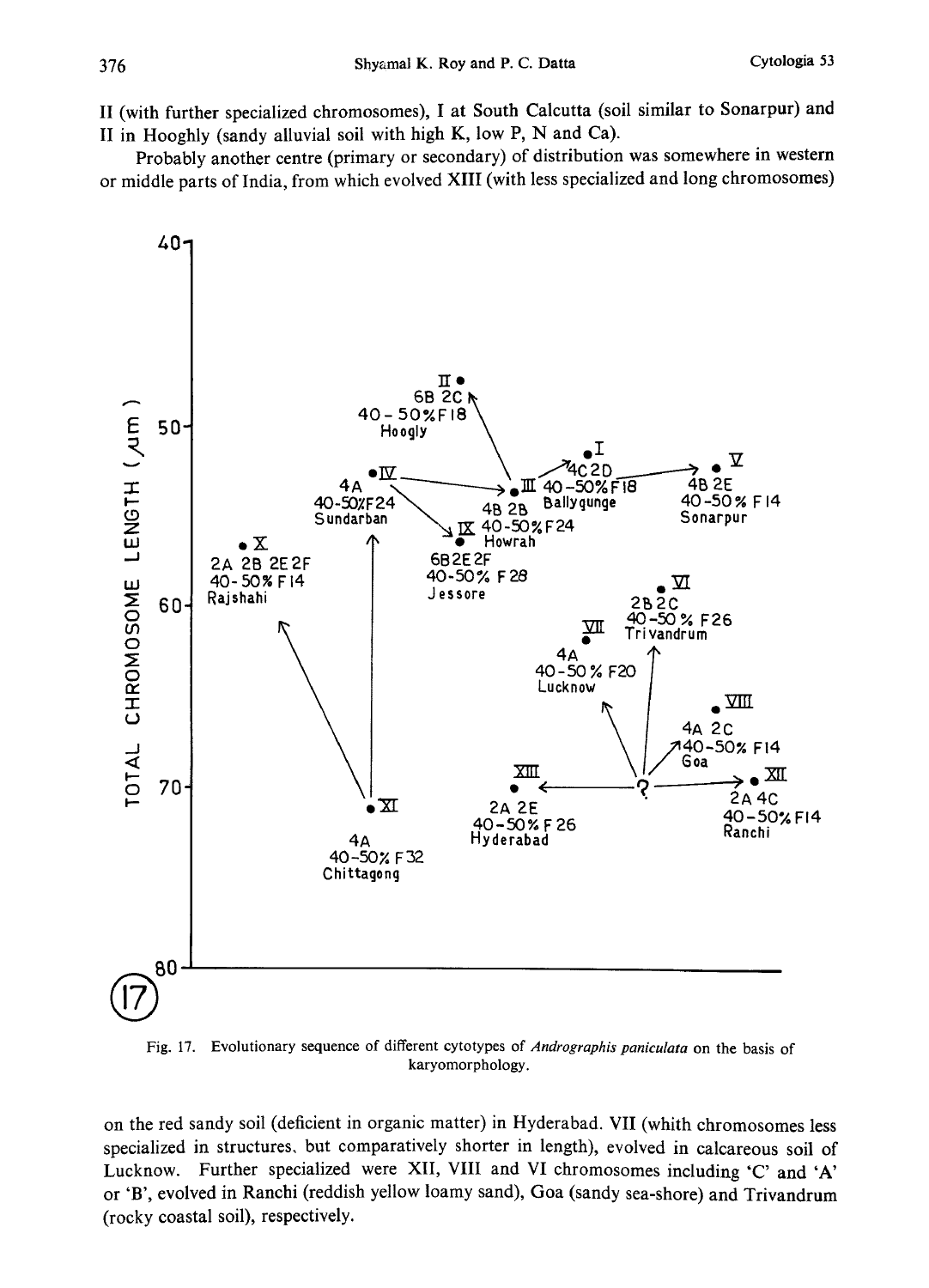II (with further specialized chromosomes), I at South Calcutta (soil similar to Sonarpur) and II in Hooghly (sandy alluvial soil with high K, low P, N and Ca).

Probably another centre (primary or secondary) of distribution was somewhere in western or middle parts of India, from which evolved XIII (with less specialized and long chromosomes)

Fig. 17. Evolutionary sequence of different cytotypes of *Andrographis paniculata* on the basis of karyomorphology.

on the red sandy soil (deficient in organic matter) in Hyderabad. VII (whith chromosomes less specialized in structures, but comparatively shorter in length), evolved in calcareous soil of Lucknow. Further specialized were XII, VIII and VI chromosomes including 'C' and 'A' or 'B', evolved in Ranchi (reddish yellow loamy sand), Goa (sandy sea-shore) and Trivandrum (rocky coastal soil), respectively.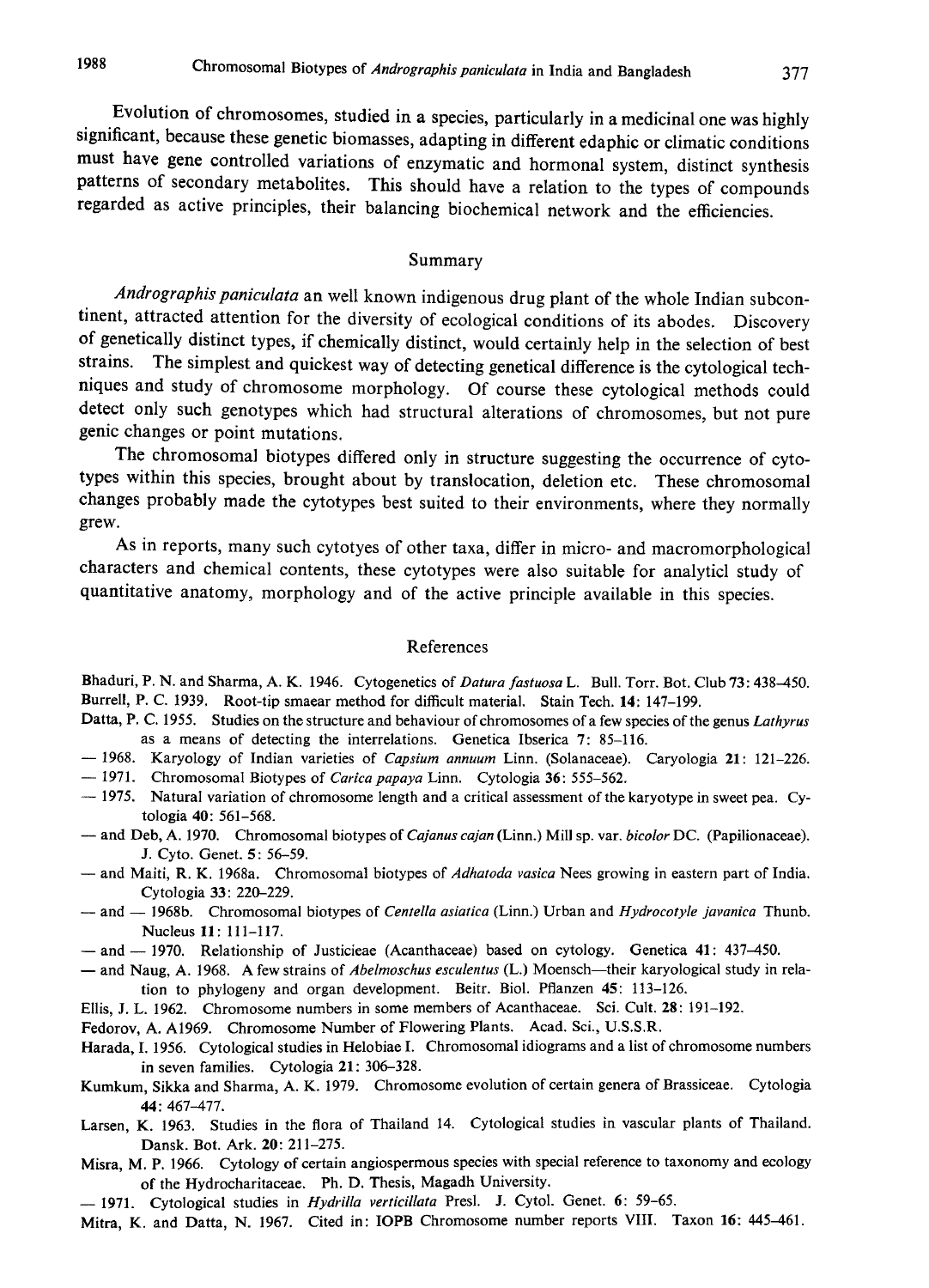Evolution of chromosomes, studied in a species, particularly in a medicinal one was highly significant, because these genetic biomasses, adapting in different edaphic or climatic conditions must have gene controlled variations of enzymatic and hormonal system, distinct synthesis patterns of secondary metabolites. This should have a relation to the types of compounds regarded as active principles, their balancing biochemical network and the efficiencies.

## Summary

*Andrographis paniculata* an well known indigenous drug plant of the whole Indian subcontinent, attracted attention for the diversity of ecological conditions of its abodes. Discovery of genetically distinct types, if chemically distinct, would certainly help in the selection of best strains. The simplest and quickest way of detecting genetical difference is the cytological techniques and study of chromosome morphology. Of course these cytological methods could detect only such genotypes which had structural alterations of chromosomes, but not pure genic changes or point mutations.

The chromosomal biotypes differed only in structure suggesting the occurrence of cytotypes within this species, brought about by translocation, deletion etc. These chromosomal changes probably made the cytotypes best suited to their environments, where they normally grew.

As in reports, many such cytotyes of other taxa, differ in micro- and macromorphological characters and chemical contents, these cytotypes were also suitable for analyticl study of quantitative anatomy, morphology and of the active principle available in this species.

## References

Bhaduri, P. N. and Sharma, A. K. 1946. Cytogenetics of *Datura fastuosa* L. Bull. Torr. Bot. Club **73**: 438–450.

Burrell, P. C. 1939. Root-tip smaear method for difficult material. Stain Tech. **14**: 147–199.

Datta, P. C. 1955. Studies on the structure and behaviour of chromosomes of a few species of the genus *Lathyrus* as a means of detecting the interrelations. Genetica Ibserica **7**: 85–116.

— 1968. Karyology of Indian varieties of *Capsium annuum* Linn. (Solanaceae). Caryologia **21**: 121–226.

— 1971. Chromosomal Biotypes of *Carica papaya* Linn. Cytologia **36**: 555–562.

— 1975. Natural variation of chromosome length and a critical assessment of the karyotype in sweet pea. Cytologia **40**: 561–568.

— and Deb, A. 1970. Chromosomal biotypes of *Cajanus cajan* (Linn.) Mill sp. var. *bicolor* DC. (Papilionaceae). J. Cyto. Genet. **5**: 56–59.

— and Maiti, R. K. 1968a. Chromosomal biotypes of *Adhatoda vasica* Nees growing in eastern part of India. Cytologia **33**: 220–229.

— and — 1968b. Chromosomal biotypes of *Centella asiatica* (Linn.) Urban and *Hydrocotyle javanica* Thunb. Nucleus **11**: 111–117.

— and — 1970. Relationship of Justicieae (Acanthaceae) based on cytology. Genetica **41**: 437–450.

— and Naug, A. 1968. A few strains of *Abelmoschus esculentus* (L.) Moensch—their karyological study in relation to phylogeny and organ development. Beitr. Biol. Pflanzen **45**: 113–126.

Ellis, J. L. 1962. Chromosome numbers in some members of Acanthaceae. Sci. Cult. **28**: 191–192.

Fedorov, A. A1969. Chromosome Number of Flowering Plants. Acad. Sci., U.S.S.R.

Harada, I. 1956. Cytological studies in Helobiae I. Chromosomal idiograms and a list of chromosome numbers in seven families. Cytologia **21**: 306–328.

Kumkum, Sikka and Sharma, A. K. 1979. Chromosome evolution of certain genera of Brassiceae. Cytologia **44**: 467–477.

Larsen, K. 1963. Studies in the flora of Thailand 14. Cytological studies in vascular plants of Thailand. Dansk. Bot. Ark. **20**: 211–275.

Misra, M. P. 1966. Cytology of certain angiospermous species with special reference to taxonomy and ecology of the Hydrocharitaceae. Ph. D. Thesis, Magadh University.

— 1971. Cytological studies in *Hydrilla verticillata* Presl. J. Cytol. Genet. **6**: 59–65.

Mitra, K. and Datta, N. 1967. Cited in: IOPB Chromosome number reports VIII. Taxon **16**: 445–461.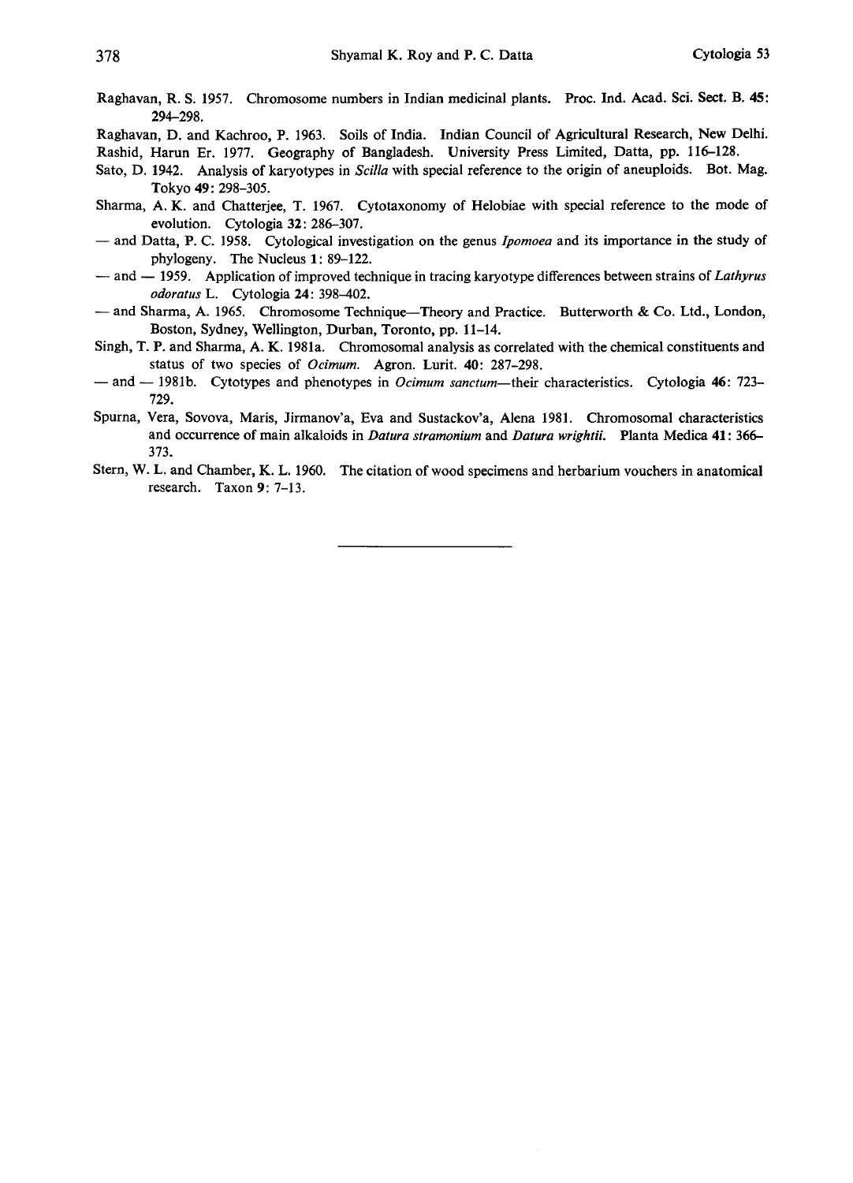Raghavan, R. S. 1957. Chromosome numbers in Indian medicinal plants. Proc. Ind. Acad. Sci. Sect. B. **45**: 294–298.

Raghavan, D. and Kachroo, P. 1963. Soils of India. Indian Council of Agricultural Research, New Delhi.

Rashid, Harun Er. 1977. Geography of Bangladesh. University Press Limited, Datta, pp. 116–128.

Sato, D. 1942. Analysis of karyotypes in *Scilla* with special reference to the origin of aneuploids. Bot. Mag. Tokyo **49**: 298–305.

Sharma, A. K. and Chatterjee, T. 1967. Cytotaxonomy of Helobiae with special reference to the mode of evolution. Cytologia **32**: 286–307.

— and Datta, P. C. 1958. Cytological investigation on the genus *Ipomoea* and its importance in the study of phylogeny. The Nucleus **1**: 89–122.

— and — 1959. Application of improved technique in tracing karyotype differences between strains of *Lathyrus odoratus* L. Cytologia **24**: 398–402.

— and Sharma, A. 1965. Chromosome Technique—Theory and Practice. Butterworth & Co. Ltd., London, Boston, Sydney, Wellington, Durban, Toronto, pp. 11–14.

Singh, T. P. and Sharma, A. K. 1981a. Chromosomal analysis as correlated with the chemical constituents and status of two species of *Ocimum*. Agron. Lurit. **40**: 287–298.

— and — 1981b. Cytotypes and phenotypes in *Ocimum sanctum*—their characteristics. Cytologia **46**: 723–729.

Spurna, Vera, Sovova, Maris, Jirmanov'a, Eva and Sustackov'a, Alena 1981. Chromosomal characteristics and occurrence of main alkaloids in *Datura stramonium* and *Datura wrightii*. Planta Medica **41**: 366–373.

Stern, W. L. and Chamber, K. L. 1960. The citation of wood specimens and herbarium vouchers in anatomical research. Taxon **9**: 7–13.